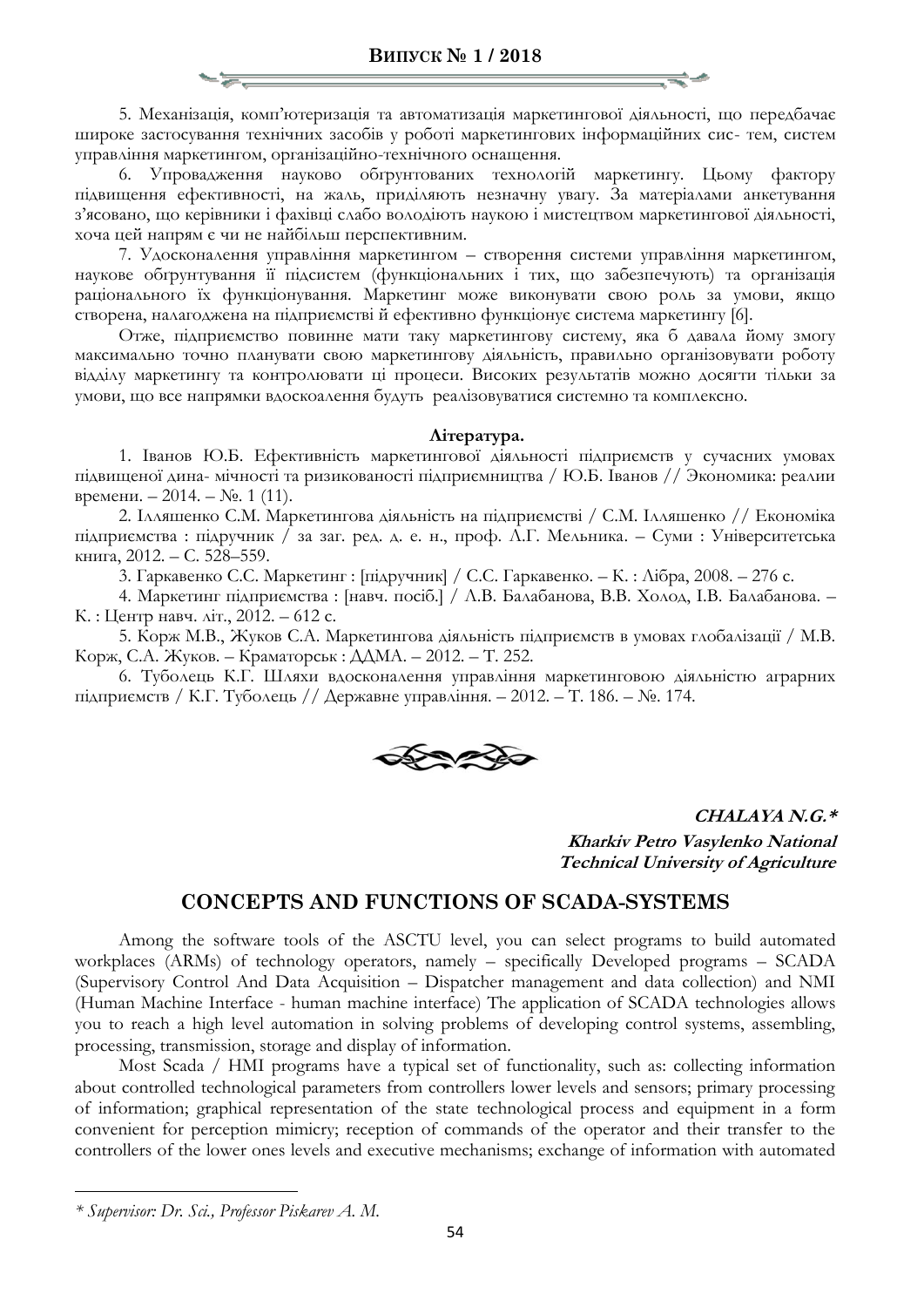5. Механізація, комп'ютеризація та автоматизація маркетингової діяльності, що передбачає широке застосування технічних засобів у роботі маркетингових інформаційних сис- тем, систем управління маркетингом, організаційно-технічного оснащення.

6. Упровадження науково обґрунтованих технологій маркетингу. Цьому фактору підвищення ефективності, на жаль, приділяють незначну увагу. За матеріалами анкетування з'ясовано, що керівники і фахівці слабо володіють наукою і мистецтвом маркетингової діяльності, хоча цей напрям є чи не найбільш перспективним.

7. Удосконалення управління маркетингом – створення системи управління маркетингом, наукове обґрунтування її підсистем (функціональних і тих, що забезпечують) та організація раціонального їх функціонування. Маркетинг може виконувати свою роль за умови, якщо створена, налагоджена на підприємстві й ефективно функціонує система маркетингу [6].

Отже, підприємство повинне мати таку маркетингову систему, яка б давала йому змогу максимально точно планувати свою маркетингову діяльність, правильно організовувати роботу відділу маркетингу та контролювати ці процеси. Високих результатів можно досягти тільки за умови, що все напрямки вдоскоалення будуть реалізовуватися системно та комплексно.

**Література.**

1. Іванов Ю.Б. Ефективність маркетингової діяльності підприємств у сучасних умовах підвищеної дина- мічності та ризикованості підприємництва / Ю.Б. Іванов // Экономика: реалии времени. – 2014. – №. 1 (11).
2. Ілляшенко С.М. Маркетингова діяльність на підприємстві / С.М. Ілляшенко // Економіка підприємства : підручник / за заг. ред. д. е. н., проф. Л.Г. Мельника. – Суми : Університетська книга, 2012. – С. 528–559.
3. Гаркавенко С.С. Маркетинг : [підручник] / С.С. Гаркавенко. – К. : Лібра, 2008. – 276 с.
4. Маркетинг підприємства : [навч. посіб.] / Л.В. Балабанова, В.В. Холод, І.В. Балабанова. – К. : Центр навч. літ., 2012. – 612 с.
5. Корж М.В., Жуков С.А. Маркетингова діяльність підприємств в умовах глобалізації / М.В. Корж, С.А. Жуков. – Краматорськ : ДДМА. – 2012. – Т. 252.
6. Туболець К.Г. Шляхи вдосконалення управління маркетинговою діяльністю аграрних підприємств / К.Г. Туболець // Державне управління. – 2012. – Т. 186. – №. 174.

***CHALAYA N.G.****

***Kharkiv Petro Vasylenko National Technical University of Agriculture***

## CONCEPTS AND FUNCTIONS OF SCADA-SYSTEMS

Among the software tools of the ASCTU level, you can select programs to build automated workplaces (ARMs) of technology operators, namely – specifically Developed programs – SCADA (Supervisory Control And Data Acquisition – Dispatcher management and data collection) and NMI (Human Machine Interface - human machine interface) The application of SCADA technologies allows you to reach a high level automation in solving problems of developing control systems, assembling, processing, transmission, storage and display of information.

Most Scada / HMI programs have a typical set of functionality, such as: collecting information about controlled technological parameters from controllers lower levels and sensors; primary processing of information; graphical representation of the state technological process and equipment in a form convenient for perception mimicry; reception of commands of the operator and their transfer to the controllers of the lower ones levels and executive mechanisms; exchange of information with automated

---

*\* Supervisor: Dr. Sci., Professor Piskarev A. M.*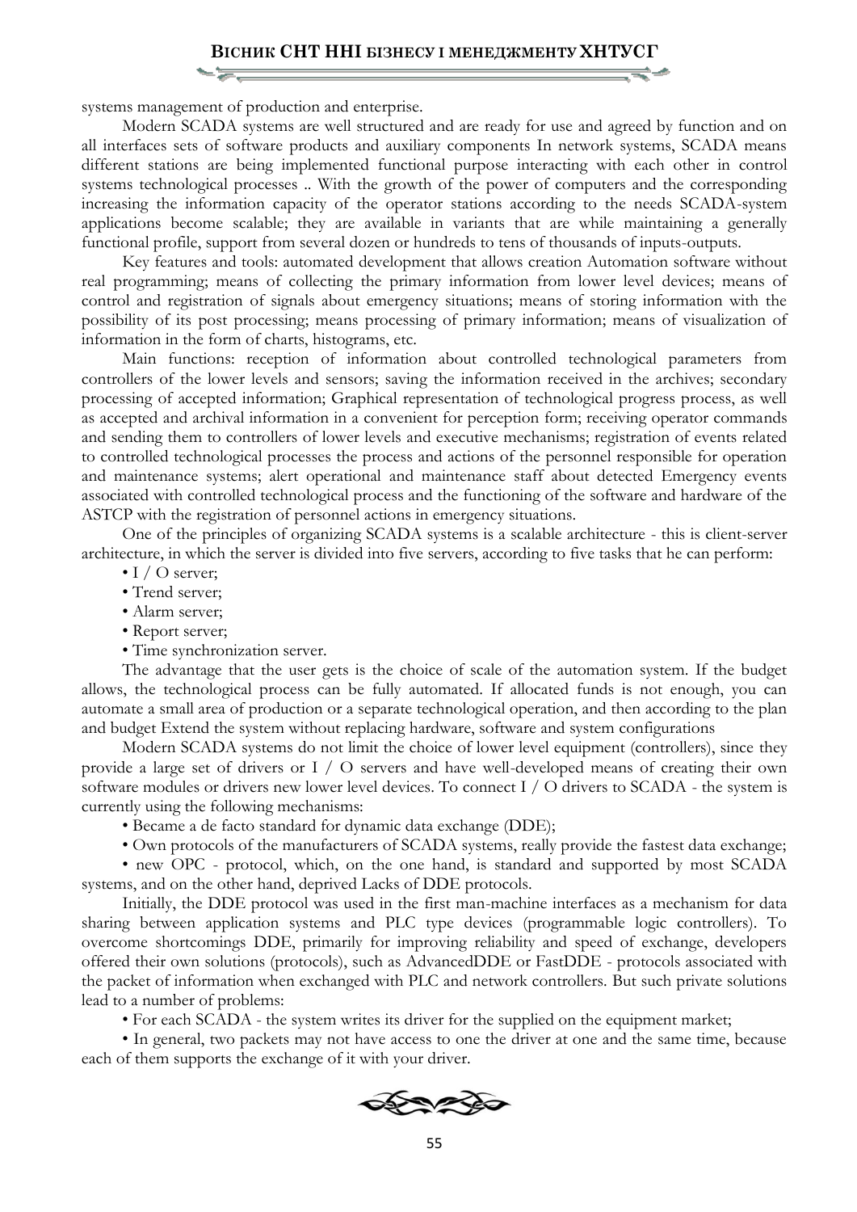systems management of production and enterprise.

Modern SCADA systems are well structured and are ready for use and agreed by function and on all interfaces sets of software products and auxiliary components In network systems, SCADA means different stations are being implemented functional purpose interacting with each other in control systems technological processes .. With the growth of the power of computers and the corresponding increasing the information capacity of the operator stations according to the needs SCADA-system applications become scalable; they are available in variants that are while maintaining a generally functional profile, support from several dozen or hundreds to tens of thousands of inputs-outputs.

Key features and tools: automated development that allows creation Automation software without real programming; means of collecting the primary information from lower level devices; means of control and registration of signals about emergency situations; means of storing information with the possibility of its post processing; means processing of primary information; means of visualization of information in the form of charts, histograms, etc.

Main functions: reception of information about controlled technological parameters from controllers of the lower levels and sensors; saving the information received in the archives; secondary processing of accepted information; Graphical representation of technological progress process, as well as accepted and archival information in a convenient for perception form; receiving operator commands and sending them to controllers of lower levels and executive mechanisms; registration of events related to controlled technological processes the process and actions of the personnel responsible for operation and maintenance systems; alert operational and maintenance staff about detected Emergency events associated with controlled technological process and the functioning of the software and hardware of the ASTCP with the registration of personnel actions in emergency situations.

One of the principles of organizing SCADA systems is a scalable architecture - this is client-server architecture, in which the server is divided into five servers, according to five tasks that he can perform:

- I / O server;
- Trend server;
- Alarm server;
- Report server;
- Time synchronization server.

The advantage that the user gets is the choice of scale of the automation system. If the budget allows, the technological process can be fully automated. If allocated funds is not enough, you can automate a small area of production or a separate technological operation, and then according to the plan and budget Extend the system without replacing hardware, software and system configurations

Modern SCADA systems do not limit the choice of lower level equipment (controllers), since they provide a large set of drivers or I / O servers and have well-developed means of creating their own software modules or drivers new lower level devices. To connect I / O drivers to SCADA - the system is currently using the following mechanisms:

- Became a de facto standard for dynamic data exchange (DDE);
- Own protocols of the manufacturers of SCADA systems, really provide the fastest data exchange;
- new OPC - protocol, which, on the one hand, is standard and supported by most SCADA systems, and on the other hand, deprived Lacks of DDE protocols.

Initially, the DDE protocol was used in the first man-machine interfaces as a mechanism for data sharing between application systems and PLC type devices (programmable logic controllers). To overcome shortcomings DDE, primarily for improving reliability and speed of exchange, developers offered their own solutions (protocols), such as AdvancedDDE or FastDDE - protocols associated with the packet of information when exchanged with PLC and network controllers. But such private solutions lead to a number of problems:

- For each SCADA - the system writes its driver for the supplied on the equipment market;
- In general, two packets may not have access to one the driver at one and the same time, because each of them supports the exchange of it with your driver.